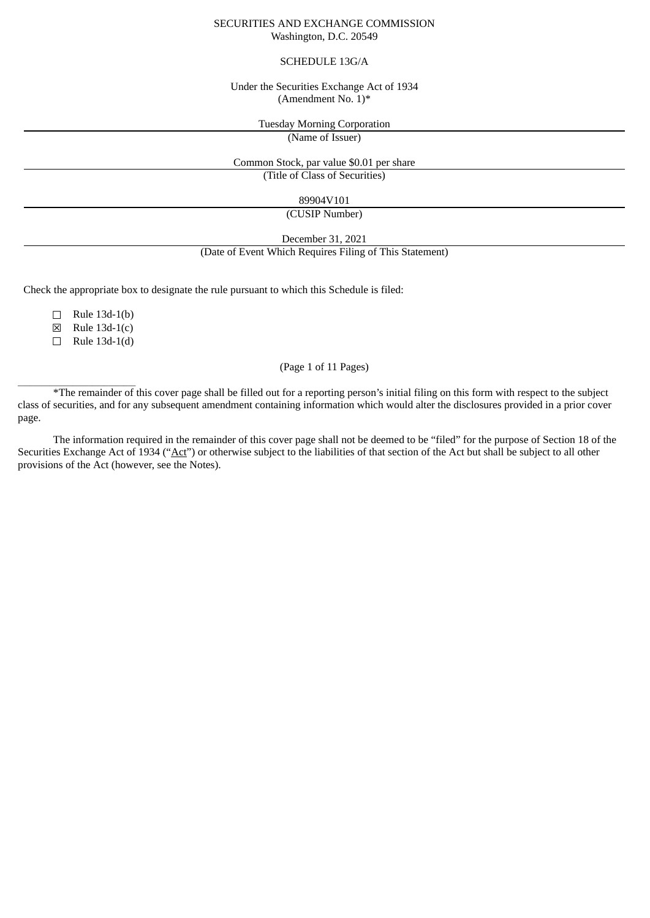SECURITIES AND EXCHANGE COMMISSION
Washington, D.C. 20549

SCHEDULE 13G/A

Under the Securities Exchange Act of 1934
(Amendment No. 1)*

Tuesday Morning Corporation
(Name of Issuer)

Common Stock, par value $0.01 per share
(Title of Class of Securities)

89904V101
(CUSIP Number)

December 31, 2021
(Date of Event Which Requires Filing of This Statement)

Check the appropriate box to designate the rule pursuant to which this Schedule is filed:

☐ Rule 13d-1(b)
☒ Rule 13d-1(c)
☐ Rule 13d-1(d)

(Page 1 of 11 Pages)

---

*The remainder of this cover page shall be filled out for a reporting person's initial filing on this form with respect to the subject class of securities, and for any subsequent amendment containing information which would alter the disclosures provided in a prior cover page.

The information required in the remainder of this cover page shall not be deemed to be "filed" for the purpose of Section 18 of the Securities Exchange Act of 1934 ("Act") or otherwise subject to the liabilities of that section of the Act but shall be subject to all other provisions of the Act (however, see the Notes).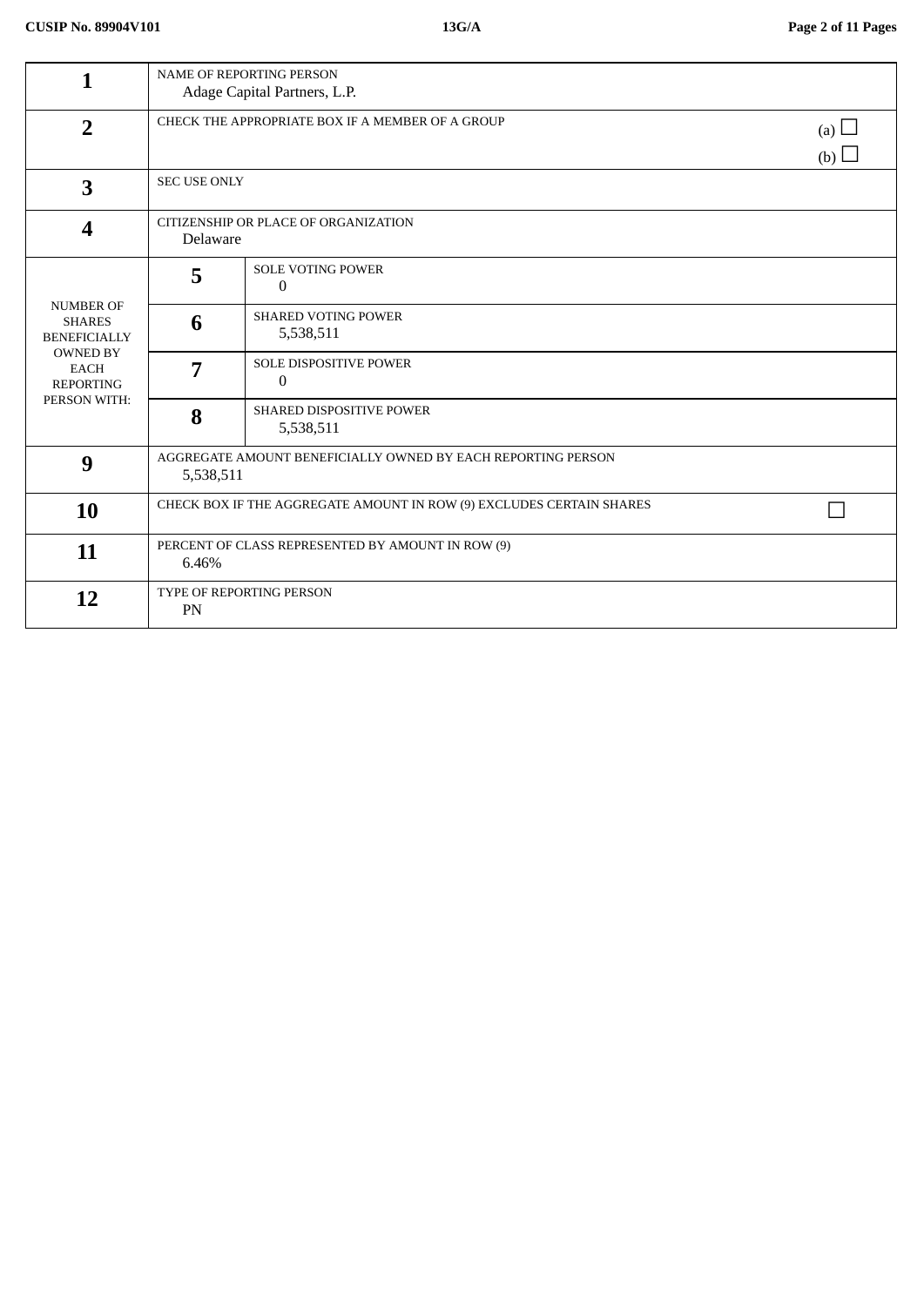| | | | |
|---|---|---|---|
| **1** | NAME OF REPORTING PERSON<br>Adage Capital Partners, L.P. | | |
| **2** | CHECK THE APPROPRIATE BOX IF A MEMBER OF A GROUP | | (a) ☐<br>(b) ☐ |
| **3** | SEC USE ONLY | | |
| **4** | CITIZENSHIP OR PLACE OF ORGANIZATION<br>Delaware | | |
| NUMBER OF SHARES BENEFICIALLY OWNED BY EACH REPORTING PERSON WITH: | **5** | SOLE VOTING POWER<br>0 | |
| | **6** | SHARED VOTING POWER<br>5,538,511 | |
| | **7** | SOLE DISPOSITIVE POWER<br>0 | |
| | **8** | SHARED DISPOSITIVE POWER<br>5,538,511 | |
| **9** | AGGREGATE AMOUNT BENEFICIALLY OWNED BY EACH REPORTING PERSON<br>5,538,511 | | |
| **10** | CHECK BOX IF THE AGGREGATE AMOUNT IN ROW (9) EXCLUDES CERTAIN SHARES | | ☐ |
| **11** | PERCENT OF CLASS REPRESENTED BY AMOUNT IN ROW (9)<br>6.46% | | |
| **12** | TYPE OF REPORTING PERSON<br>PN | | |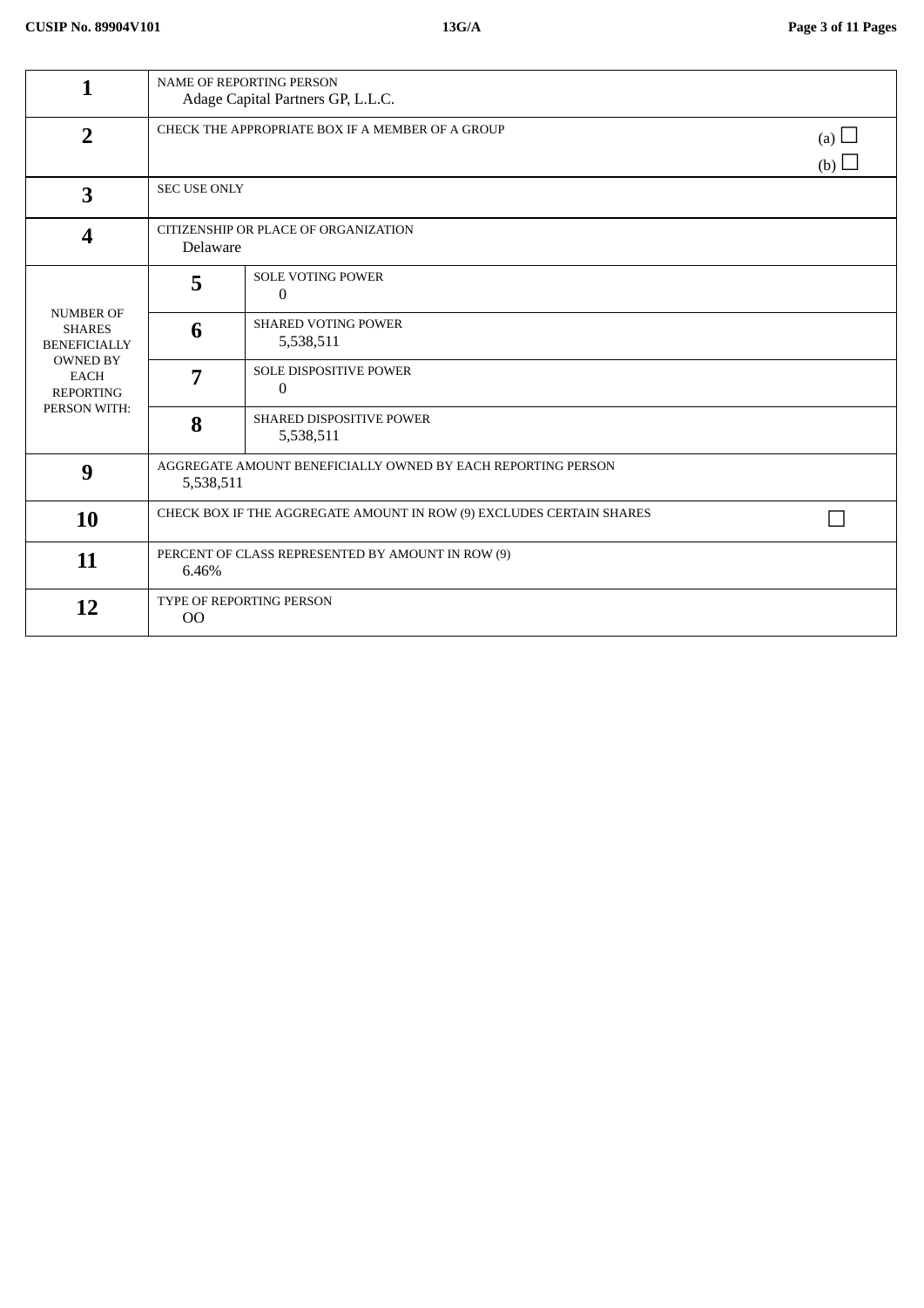| | | |
|---|---|---|
| **1** | NAME OF REPORTING PERSON<br>Adage Capital Partners GP, L.L.C. | |
| **2** | CHECK THE APPROPRIATE BOX IF A MEMBER OF A GROUP | (a) ☐<br>(b) ☐ |
| **3** | SEC USE ONLY | |
| **4** | CITIZENSHIP OR PLACE OF ORGANIZATION<br>Delaware | |
| NUMBER OF SHARES BENEFICIALLY OWNED BY EACH REPORTING PERSON WITH: | **5** | SOLE VOTING POWER<br>0 |
| | **6** | SHARED VOTING POWER<br>5,538,511 |
| | **7** | SOLE DISPOSITIVE POWER<br>0 |
| | **8** | SHARED DISPOSITIVE POWER<br>5,538,511 |
| **9** | AGGREGATE AMOUNT BENEFICIALLY OWNED BY EACH REPORTING PERSON<br>5,538,511 | |
| **10** | CHECK BOX IF THE AGGREGATE AMOUNT IN ROW (9) EXCLUDES CERTAIN SHARES | ☐ |
| **11** | PERCENT OF CLASS REPRESENTED BY AMOUNT IN ROW (9)<br>6.46% | |
| **12** | TYPE OF REPORTING PERSON<br>OO | |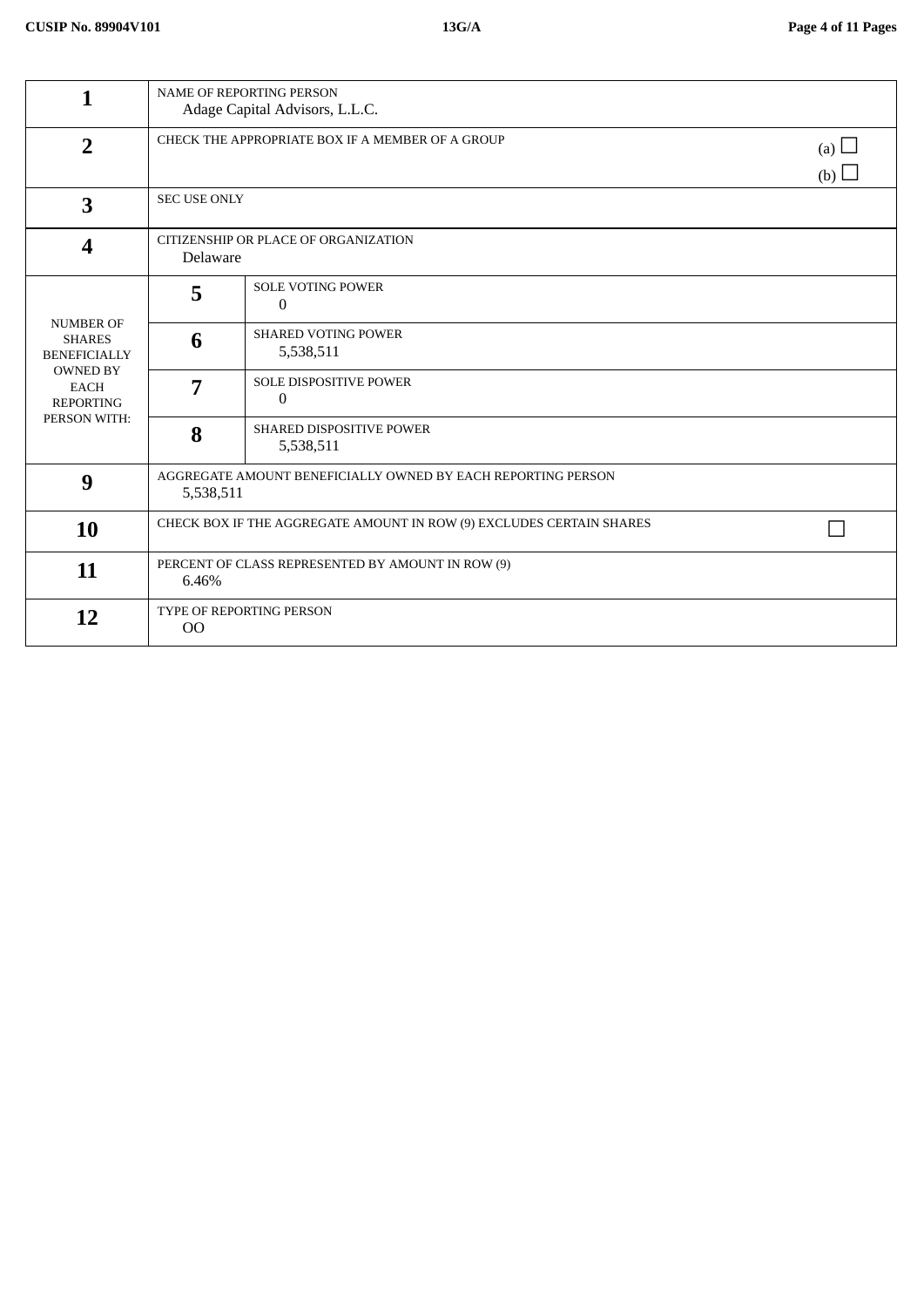| | | | |
|---|---|---|---|
| **1** | NAME OF REPORTING PERSON<br>Adage Capital Advisors, L.L.C. | | |
| **2** | CHECK THE APPROPRIATE BOX IF A MEMBER OF A GROUP | | (a) ☐<br>(b) ☐ |
| **3** | SEC USE ONLY | | |
| **4** | CITIZENSHIP OR PLACE OF ORGANIZATION<br>Delaware | | |
| NUMBER OF SHARES BENEFICIALLY OWNED BY EACH REPORTING PERSON WITH: | **5** | SOLE VOTING POWER<br>0 | |
| | **6** | SHARED VOTING POWER<br>5,538,511 | |
| | **7** | SOLE DISPOSITIVE POWER<br>0 | |
| | **8** | SHARED DISPOSITIVE POWER<br>5,538,511 | |
| **9** | AGGREGATE AMOUNT BENEFICIALLY OWNED BY EACH REPORTING PERSON<br>5,538,511 | | |
| **10** | CHECK BOX IF THE AGGREGATE AMOUNT IN ROW (9) EXCLUDES CERTAIN SHARES | | ☐ |
| **11** | PERCENT OF CLASS REPRESENTED BY AMOUNT IN ROW (9)<br>6.46% | | |
| **12** | TYPE OF REPORTING PERSON<br>OO | | |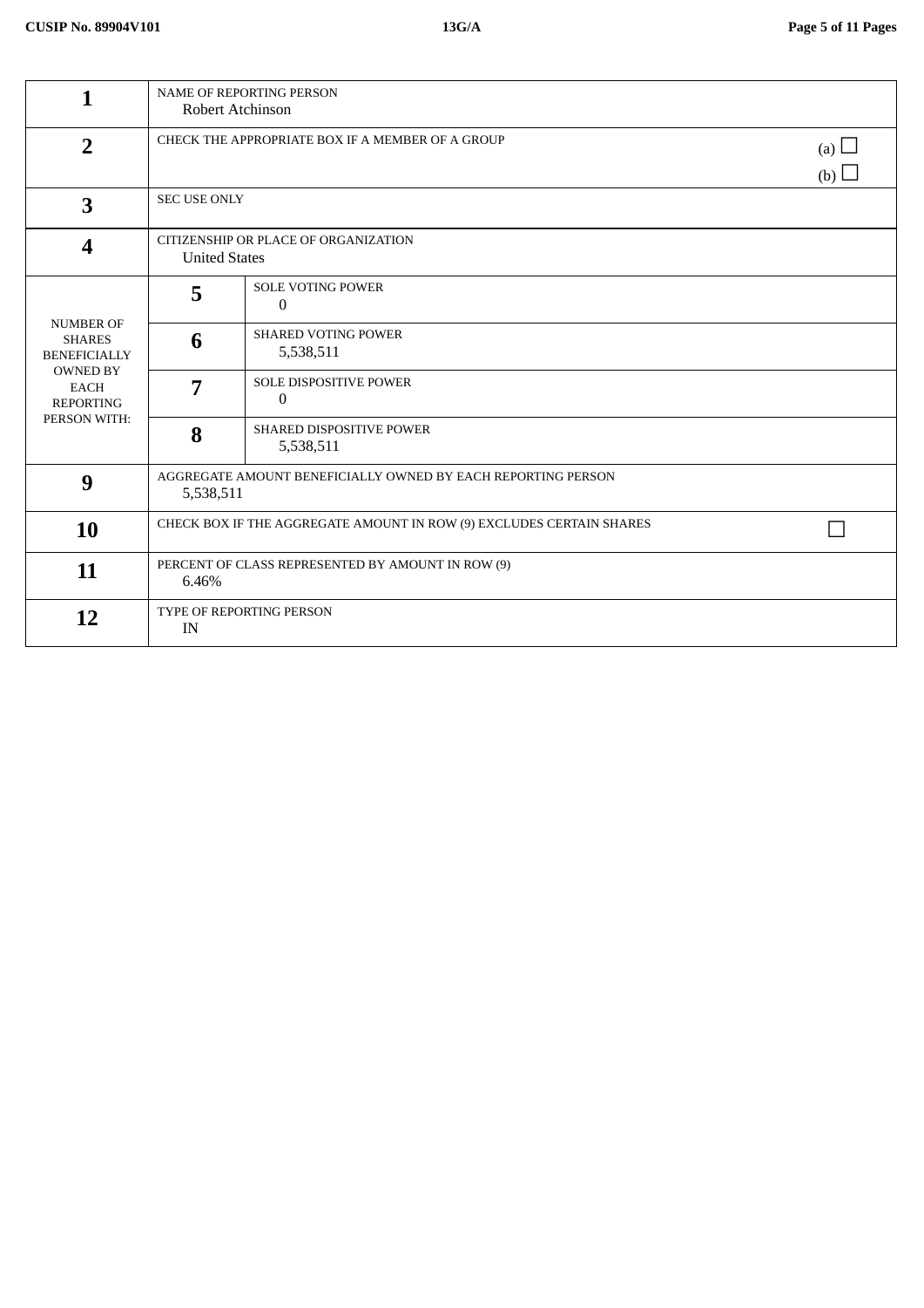| | | | |
|---|---|---|---|
| **1** | NAME OF REPORTING PERSON<br>Robert Atchinson | | |
| **2** | CHECK THE APPROPRIATE BOX IF A MEMBER OF A GROUP | | (a) ☐<br>(b) ☐ |
| **3** | SEC USE ONLY | | |
| **4** | CITIZENSHIP OR PLACE OF ORGANIZATION<br>United States | | |
| NUMBER OF SHARES BENEFICIALLY OWNED BY EACH REPORTING PERSON WITH: | **5** | SOLE VOTING POWER<br>0 | |
| | **6** | SHARED VOTING POWER<br>5,538,511 | |
| | **7** | SOLE DISPOSITIVE POWER<br>0 | |
| | **8** | SHARED DISPOSITIVE POWER<br>5,538,511 | |
| **9** | AGGREGATE AMOUNT BENEFICIALLY OWNED BY EACH REPORTING PERSON<br>5,538,511 | | |
| **10** | CHECK BOX IF THE AGGREGATE AMOUNT IN ROW (9) EXCLUDES CERTAIN SHARES | | ☐ |
| **11** | PERCENT OF CLASS REPRESENTED BY AMOUNT IN ROW (9)<br>6.46% | | |
| **12** | TYPE OF REPORTING PERSON<br>IN | | |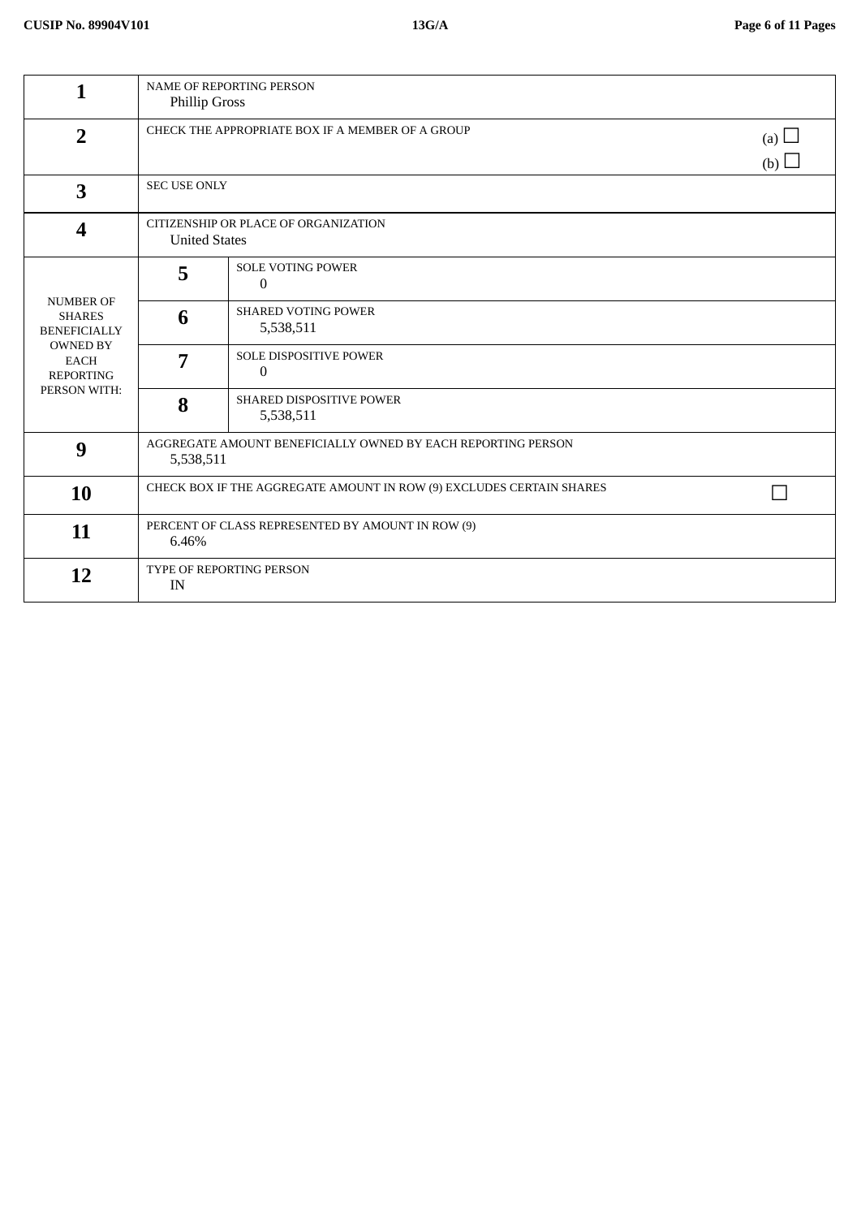| | | | |
|---|---|---|---|
| 1 | NAME OF REPORTING PERSON<br>Phillip Gross | | |
| 2 | CHECK THE APPROPRIATE BOX IF A MEMBER OF A GROUP | | (a) ☐<br>(b) ☐ |
| 3 | SEC USE ONLY | | |
| 4 | CITIZENSHIP OR PLACE OF ORGANIZATION<br>United States | | |
| NUMBER OF SHARES BENEFICIALLY OWNED BY EACH REPORTING PERSON WITH: | 5 | SOLE VOTING POWER<br>0 | |
| | 6 | SHARED VOTING POWER<br>5,538,511 | |
| | 7 | SOLE DISPOSITIVE POWER<br>0 | |
| | 8 | SHARED DISPOSITIVE POWER<br>5,538,511 | |
| 9 | AGGREGATE AMOUNT BENEFICIALLY OWNED BY EACH REPORTING PERSON<br>5,538,511 | | |
| 10 | CHECK BOX IF THE AGGREGATE AMOUNT IN ROW (9) EXCLUDES CERTAIN SHARES | | ☐ |
| 11 | PERCENT OF CLASS REPRESENTED BY AMOUNT IN ROW (9)<br>6.46% | | |
| 12 | TYPE OF REPORTING PERSON<br>IN | | |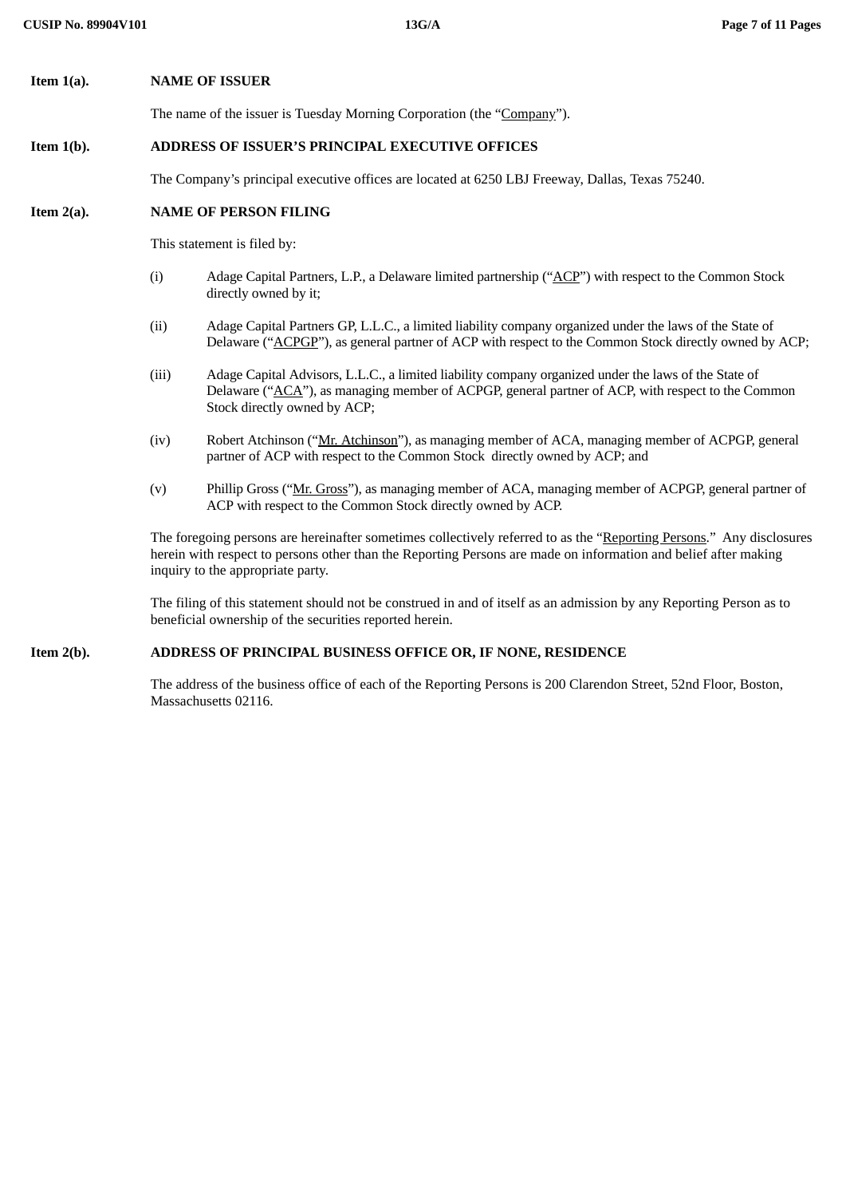**Item 1(a).** **NAME OF ISSUER**

The name of the issuer is Tuesday Morning Corporation (the "Company").

**Item 1(b).** **ADDRESS OF ISSUER'S PRINCIPAL EXECUTIVE OFFICES**

The Company's principal executive offices are located at 6250 LBJ Freeway, Dallas, Texas 75240.

**Item 2(a).** **NAME OF PERSON FILING**

This statement is filed by:

(i) Adage Capital Partners, L.P., a Delaware limited partnership ("ACP") with respect to the Common Stock directly owned by it;

(ii) Adage Capital Partners GP, L.L.C., a limited liability company organized under the laws of the State of Delaware ("ACPGP"), as general partner of ACP with respect to the Common Stock directly owned by ACP;

(iii) Adage Capital Advisors, L.L.C., a limited liability company organized under the laws of the State of Delaware ("ACA"), as managing member of ACPGP, general partner of ACP, with respect to the Common Stock directly owned by ACP;

(iv) Robert Atchinson ("Mr. Atchinson"), as managing member of ACA, managing member of ACPGP, general partner of ACP with respect to the Common Stock directly owned by ACP; and

(v) Phillip Gross ("Mr. Gross"), as managing member of ACA, managing member of ACPGP, general partner of ACP with respect to the Common Stock directly owned by ACP.

The foregoing persons are hereinafter sometimes collectively referred to as the "Reporting Persons." Any disclosures herein with respect to persons other than the Reporting Persons are made on information and belief after making inquiry to the appropriate party.

The filing of this statement should not be construed in and of itself as an admission by any Reporting Person as to beneficial ownership of the securities reported herein.

**Item 2(b).** **ADDRESS OF PRINCIPAL BUSINESS OFFICE OR, IF NONE, RESIDENCE**

The address of the business office of each of the Reporting Persons is 200 Clarendon Street, 52nd Floor, Boston, Massachusetts 02116.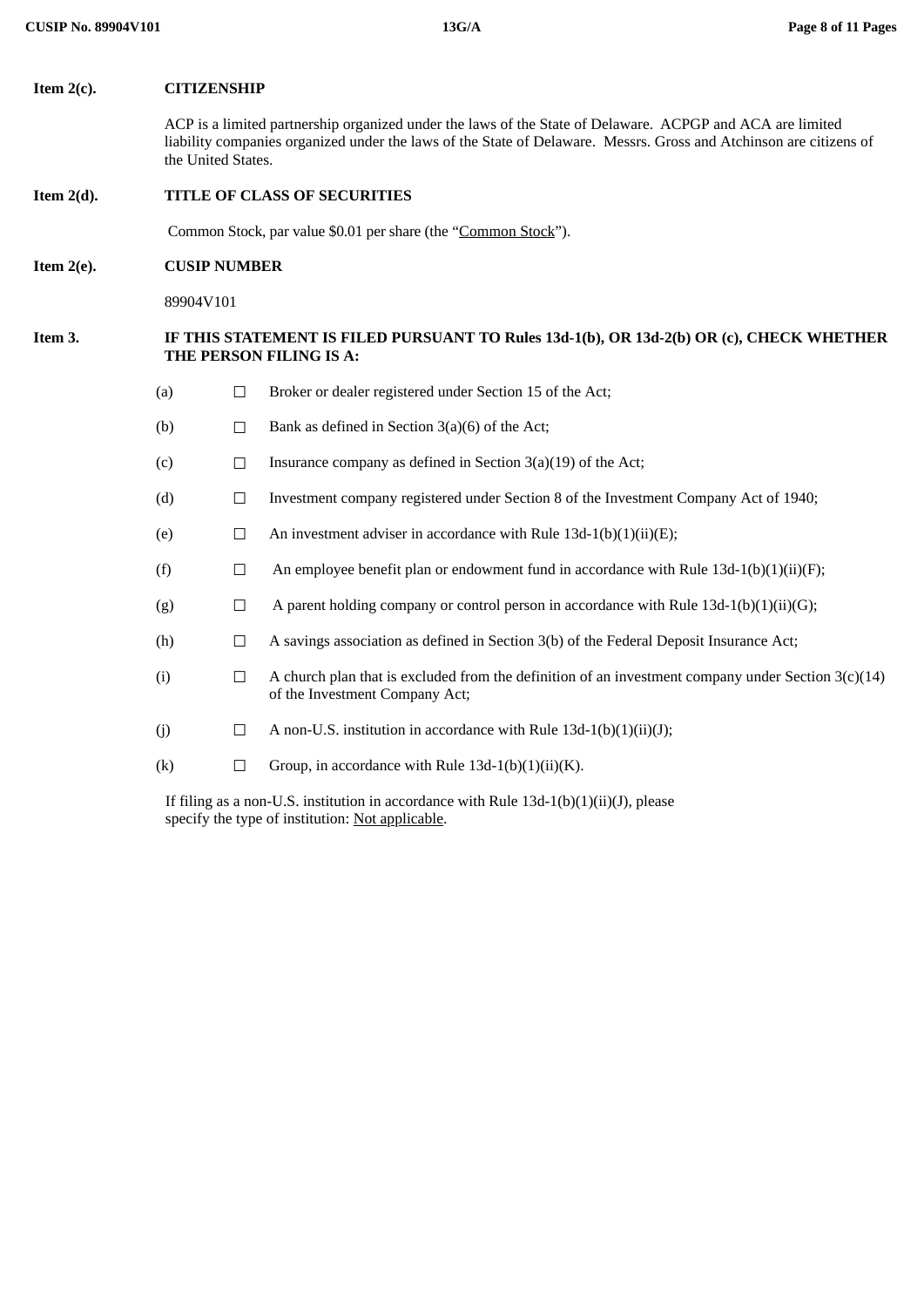**Item 2(c).** **CITIZENSHIP**

ACP is a limited partnership organized under the laws of the State of Delaware. ACPGP and ACA are limited liability companies organized under the laws of the State of Delaware. Messrs. Gross and Atchinson are citizens of the United States.

**Item 2(d).** **TITLE OF CLASS OF SECURITIES**

Common Stock, par value $0.01 per share (the "Common Stock").

**Item 2(e).** **CUSIP NUMBER**

89904V101

**Item 3.** **IF THIS STATEMENT IS FILED PURSUANT TO Rules 13d-1(b), OR 13d-2(b) OR (c), CHECK WHETHER THE PERSON FILING IS A:**

(a) ☐ Broker or dealer registered under Section 15 of the Act;

(b) ☐ Bank as defined in Section 3(a)(6) of the Act;

(c) ☐ Insurance company as defined in Section 3(a)(19) of the Act;

(d) ☐ Investment company registered under Section 8 of the Investment Company Act of 1940;

(e) ☐ An investment adviser in accordance with Rule 13d-1(b)(1)(ii)(E);

(f) ☐ An employee benefit plan or endowment fund in accordance with Rule 13d-1(b)(1)(ii)(F);

(g) ☐ A parent holding company or control person in accordance with Rule 13d-1(b)(1)(ii)(G);

(h) ☐ A savings association as defined in Section 3(b) of the Federal Deposit Insurance Act;

(i) ☐ A church plan that is excluded from the definition of an investment company under Section 3(c)(14) of the Investment Company Act;

(j) ☐ A non-U.S. institution in accordance with Rule 13d-1(b)(1)(ii)(J);

(k) ☐ Group, in accordance with Rule 13d-1(b)(1)(ii)(K).

If filing as a non-U.S. institution in accordance with Rule 13d-1(b)(1)(ii)(J), please specify the type of institution: Not applicable.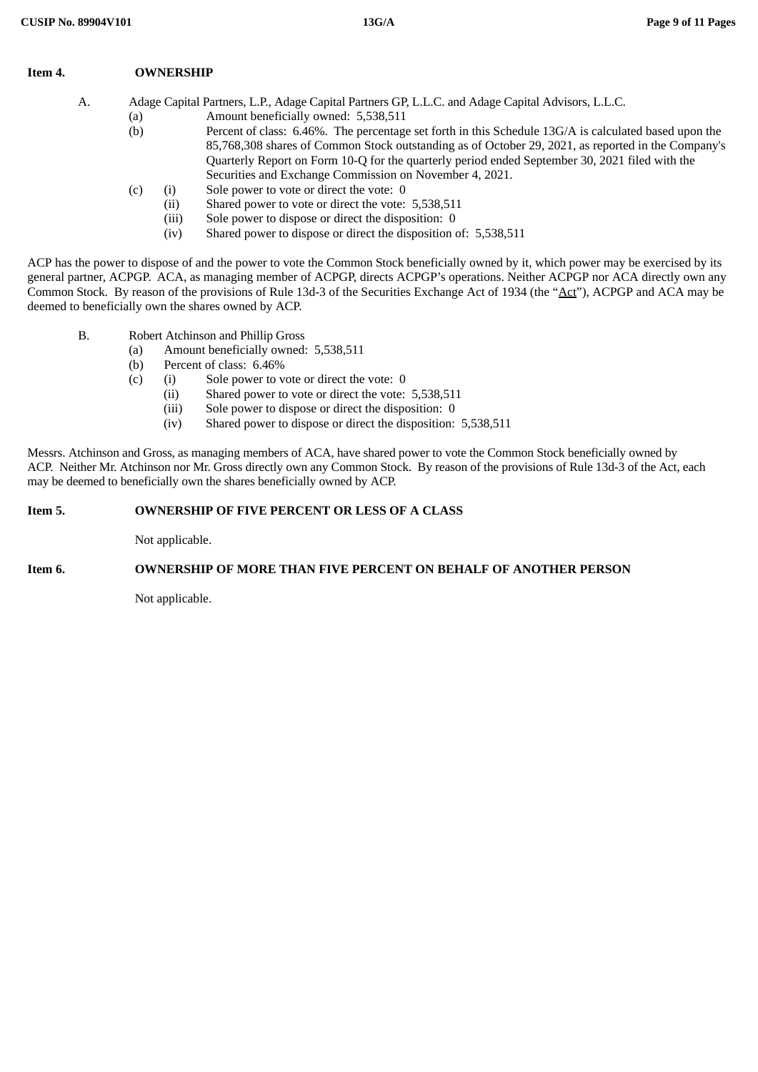**Item 4. OWNERSHIP**

A. Adage Capital Partners, L.P., Adage Capital Partners GP, L.L.C. and Adage Capital Advisors, L.L.C.

(a) Amount beneficially owned: 5,538,511

(b) Percent of class: 6.46%. The percentage set forth in this Schedule 13G/A is calculated based upon the 85,768,308 shares of Common Stock outstanding as of October 29, 2021, as reported in the Company's Quarterly Report on Form 10-Q for the quarterly period ended September 30, 2021 filed with the Securities and Exchange Commission on November 4, 2021.

(c) (i) Sole power to vote or direct the vote: 0

(ii) Shared power to vote or direct the vote: 5,538,511

(iii) Sole power to dispose or direct the disposition: 0

(iv) Shared power to dispose or direct the disposition of: 5,538,511

ACP has the power to dispose of and the power to vote the Common Stock beneficially owned by it, which power may be exercised by its general partner, ACPGP. ACA, as managing member of ACPGP, directs ACPGP's operations. Neither ACPGP nor ACA directly own any Common Stock. By reason of the provisions of Rule 13d-3 of the Securities Exchange Act of 1934 (the "Act"), ACPGP and ACA may be deemed to beneficially own the shares owned by ACP.

B. Robert Atchinson and Phillip Gross

(a) Amount beneficially owned: 5,538,511

(b) Percent of class: 6.46%

(c) (i) Sole power to vote or direct the vote: 0

(ii) Shared power to vote or direct the vote: 5,538,511

(iii) Sole power to dispose or direct the disposition: 0

(iv) Shared power to dispose or direct the disposition: 5,538,511

Messrs. Atchinson and Gross, as managing members of ACA, have shared power to vote the Common Stock beneficially owned by ACP. Neither Mr. Atchinson nor Mr. Gross directly own any Common Stock. By reason of the provisions of Rule 13d-3 of the Act, each may be deemed to beneficially own the shares beneficially owned by ACP.

**Item 5. OWNERSHIP OF FIVE PERCENT OR LESS OF A CLASS**

Not applicable.

**Item 6. OWNERSHIP OF MORE THAN FIVE PERCENT ON BEHALF OF ANOTHER PERSON**

Not applicable.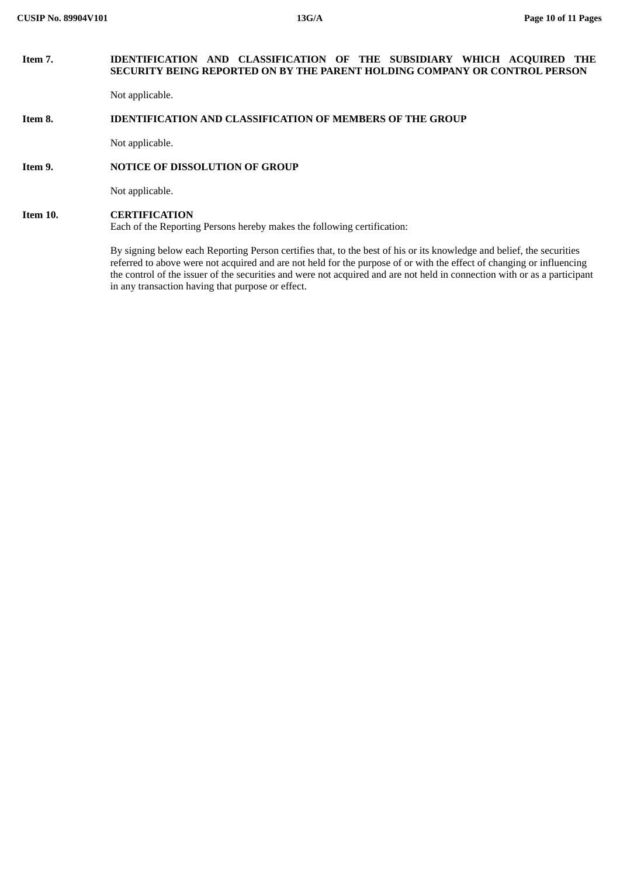**Item 7. IDENTIFICATION AND CLASSIFICATION OF THE SUBSIDIARY WHICH ACQUIRED THE SECURITY BEING REPORTED ON BY THE PARENT HOLDING COMPANY OR CONTROL PERSON**

Not applicable.

**Item 8. IDENTIFICATION AND CLASSIFICATION OF MEMBERS OF THE GROUP**

Not applicable.

**Item 9. NOTICE OF DISSOLUTION OF GROUP**

Not applicable.

**Item 10. CERTIFICATION**

Each of the Reporting Persons hereby makes the following certification:

By signing below each Reporting Person certifies that, to the best of his or its knowledge and belief, the securities referred to above were not acquired and are not held for the purpose of or with the effect of changing or influencing the control of the issuer of the securities and were not acquired and are not held in connection with or as a participant in any transaction having that purpose or effect.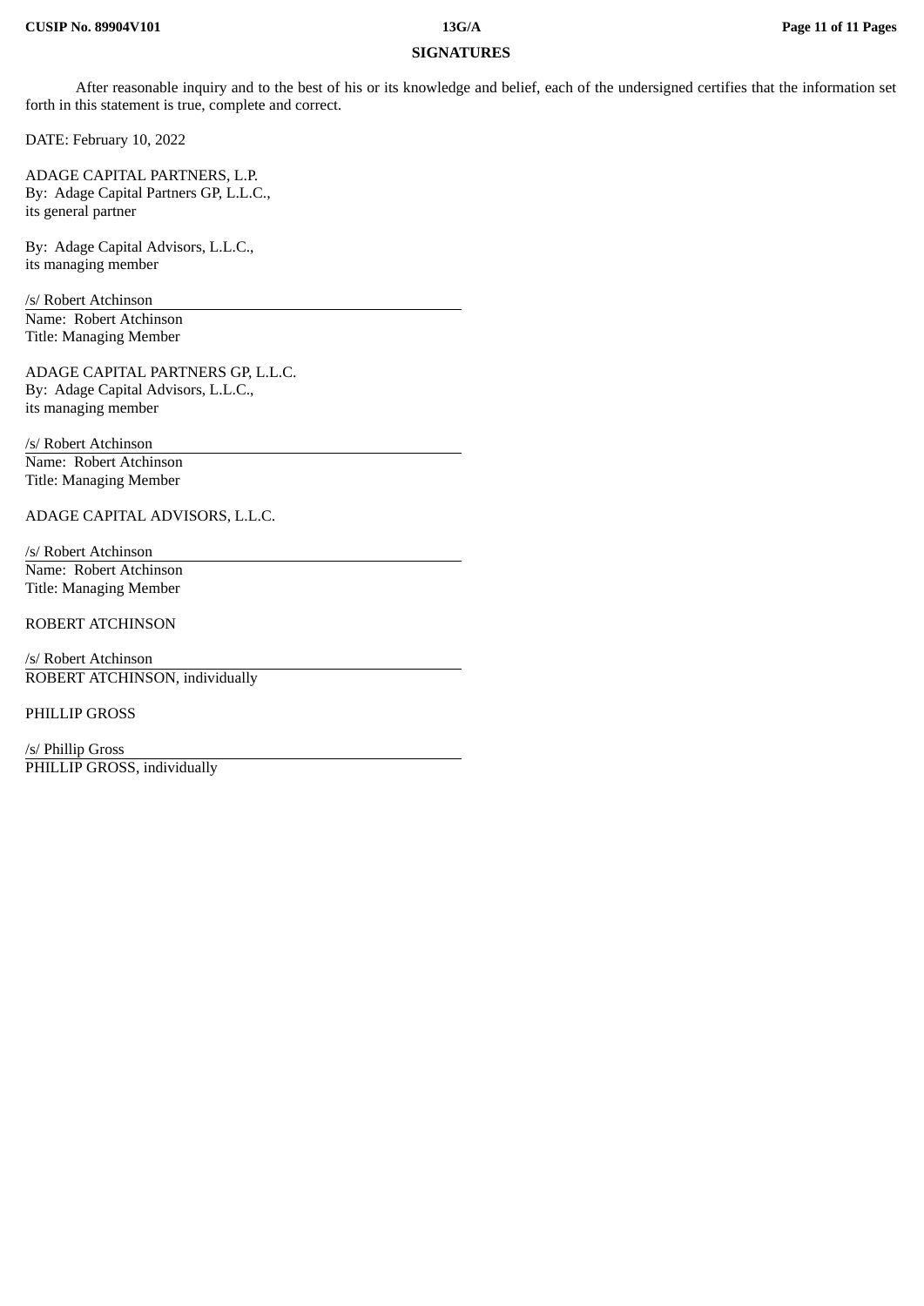## SIGNATURES

After reasonable inquiry and to the best of his or its knowledge and belief, each of the undersigned certifies that the information set forth in this statement is true, complete and correct.

DATE: February 10, 2022

ADAGE CAPITAL PARTNERS, L.P.
By: Adage Capital Partners GP, L.L.C.,
its general partner

By: Adage Capital Advisors, L.L.C.,
its managing member

/s/ Robert Atchinson
Name: Robert Atchinson
Title: Managing Member

ADAGE CAPITAL PARTNERS GP, L.L.C.
By: Adage Capital Advisors, L.L.C.,
its managing member

/s/ Robert Atchinson
Name: Robert Atchinson
Title: Managing Member

ADAGE CAPITAL ADVISORS, L.L.C.

/s/ Robert Atchinson
Name: Robert Atchinson
Title: Managing Member

ROBERT ATCHINSON

/s/ Robert Atchinson
ROBERT ATCHINSON, individually

PHILLIP GROSS

/s/ Phillip Gross
PHILLIP GROSS, individually